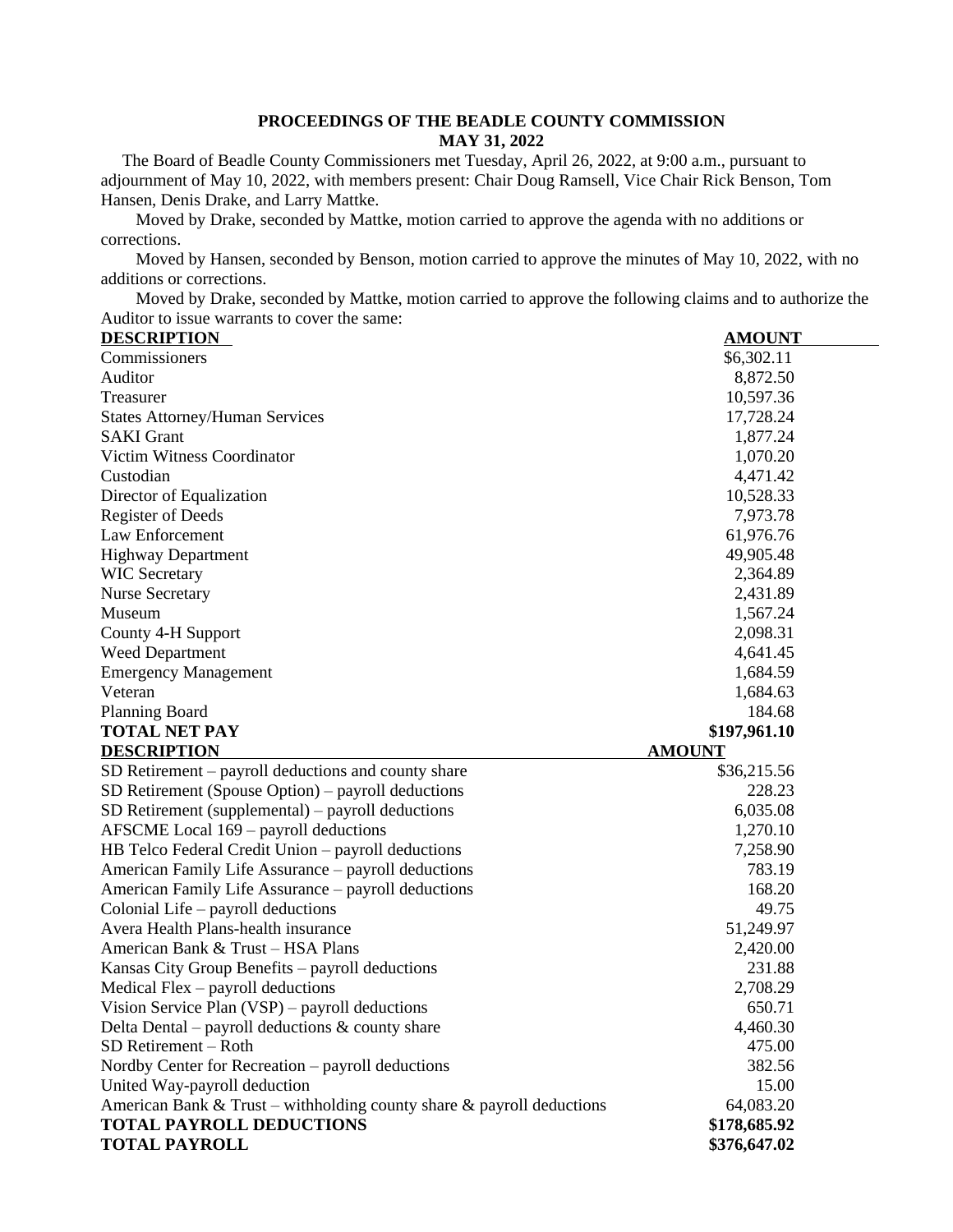**PROCEEDINGS OF THE BEADLE COUNTY COMMISSION**
**MAY 31, 2022**

The Board of Beadle County Commissioners met Tuesday, April 26, 2022, at 9:00 a.m., pursuant to adjournment of May 10, 2022, with members present: Chair Doug Ramsell, Vice Chair Rick Benson, Tom Hansen, Denis Drake, and Larry Mattke.

Moved by Drake, seconded by Mattke, motion carried to approve the agenda with no additions or corrections.

Moved by Hansen, seconded by Benson, motion carried to approve the minutes of May 10, 2022, with no additions or corrections.

Moved by Drake, seconded by Mattke, motion carried to approve the following claims and to authorize the Auditor to issue warrants to cover the same:

| DESCRIPTION | AMOUNT |
|---|---|
| Commissioners | $6,302.11 |
| Auditor | 8,872.50 |
| Treasurer | 10,597.36 |
| States Attorney/Human Services | 17,728.24 |
| SAKI Grant | 1,877.24 |
| Victim Witness Coordinator | 1,070.20 |
| Custodian | 4,471.42 |
| Director of Equalization | 10,528.33 |
| Register of Deeds | 7,973.78 |
| Law Enforcement | 61,976.76 |
| Highway Department | 49,905.48 |
| WIC Secretary | 2,364.89 |
| Nurse Secretary | 2,431.89 |
| Museum | 1,567.24 |
| County 4-H Support | 2,098.31 |
| Weed Department | 4,641.45 |
| Emergency Management | 1,684.59 |
| Veteran | 1,684.63 |
| Planning Board | 184.68 |
| **TOTAL NET PAY** | **$197,961.10** |

| DESCRIPTION | AMOUNT |
|---|---|
| SD Retirement – payroll deductions and county share | $36,215.56 |
| SD Retirement (Spouse Option) – payroll deductions | 228.23 |
| SD Retirement (supplemental) – payroll deductions | 6,035.08 |
| AFSCME Local 169 – payroll deductions | 1,270.10 |
| HB Telco Federal Credit Union – payroll deductions | 7,258.90 |
| American Family Life Assurance – payroll deductions | 783.19 |
| American Family Life Assurance – payroll deductions | 168.20 |
| Colonial Life – payroll deductions | 49.75 |
| Avera Health Plans-health insurance | 51,249.97 |
| American Bank & Trust – HSA Plans | 2,420.00 |
| Kansas City Group Benefits – payroll deductions | 231.88 |
| Medical Flex – payroll deductions | 2,708.29 |
| Vision Service Plan (VSP) – payroll deductions | 650.71 |
| Delta Dental – payroll deductions & county share | 4,460.30 |
| SD Retirement – Roth | 475.00 |
| Nordby Center for Recreation – payroll deductions | 382.56 |
| United Way-payroll deduction | 15.00 |
| American Bank & Trust – withholding county share & payroll deductions | 64,083.20 |
| **TOTAL PAYROLL DEDUCTIONS** | **$178,685.92** |
| **TOTAL PAYROLL** | **$376,647.02** |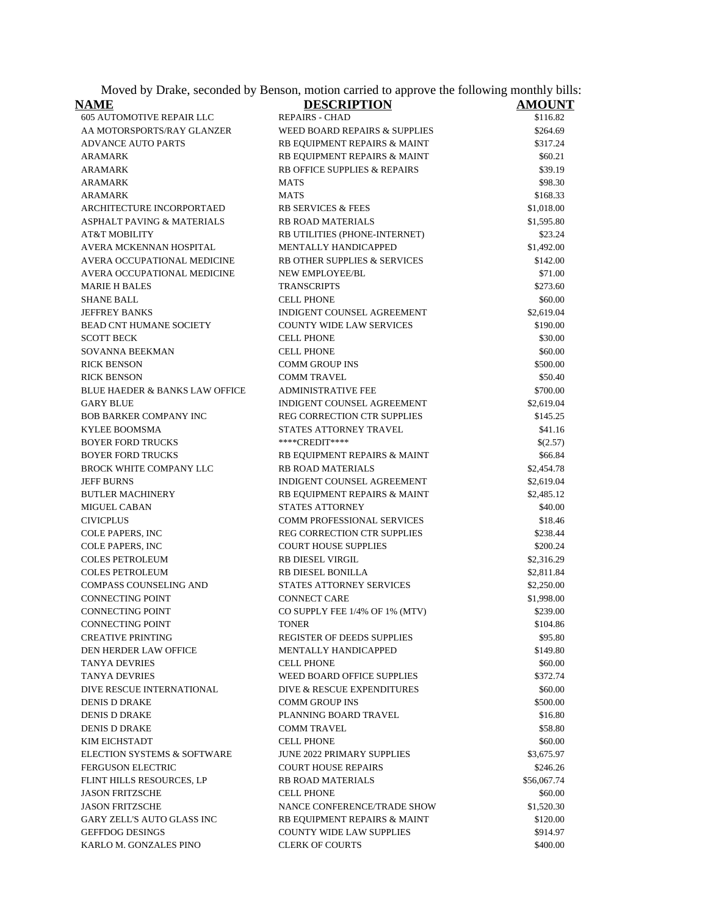Moved by Drake, seconded by Benson, motion carried to approve the following monthly bills:

| NAME | DESCRIPTION | AMOUNT |
|---|---|---|
| 605 AUTOMOTIVE REPAIR LLC | REPAIRS - CHAD | $116.82 |
| AA MOTORSPORTS/RAY GLANZER | WEED BOARD REPAIRS & SUPPLIES | $264.69 |
| ADVANCE AUTO PARTS | RB EQUIPMENT REPAIRS & MAINT | $317.24 |
| ARAMARK | RB EQUIPMENT REPAIRS & MAINT | $60.21 |
| ARAMARK | RB OFFICE SUPPLIES & REPAIRS | $39.19 |
| ARAMARK | MATS | $98.30 |
| ARAMARK | MATS | $168.33 |
| ARCHITECTURE INCORPORTAED | RB SERVICES & FEES | $1,018.00 |
| ASPHALT PAVING & MATERIALS | RB ROAD MATERIALS | $1,595.80 |
| AT&T MOBILITY | RB UTILITIES (PHONE-INTERNET) | $23.24 |
| AVERA MCKENNAN HOSPITAL | MENTALLY HANDICAPPED | $1,492.00 |
| AVERA OCCUPATIONAL MEDICINE | RB OTHER SUPPLIES & SERVICES | $142.00 |
| AVERA OCCUPATIONAL MEDICINE | NEW EMPLOYEE/BL | $71.00 |
| MARIE H BALES | TRANSCRIPTS | $273.60 |
| SHANE BALL | CELL PHONE | $60.00 |
| JEFFREY BANKS | INDIGENT COUNSEL AGREEMENT | $2,619.04 |
| BEAD CNT HUMANE SOCIETY | COUNTY WIDE LAW SERVICES | $190.00 |
| SCOTT BECK | CELL PHONE | $30.00 |
| SOVANNA BEEKMAN | CELL PHONE | $60.00 |
| RICK BENSON | COMM GROUP INS | $500.00 |
| RICK BENSON | COMM TRAVEL | $50.40 |
| BLUE HAEDER & BANKS LAW OFFICE | ADMINISTRATIVE FEE | $700.00 |
| GARY BLUE | INDIGENT COUNSEL AGREEMENT | $2,619.04 |
| BOB BARKER COMPANY INC | REG CORRECTION CTR SUPPLIES | $145.25 |
| KYLEE BOOMSMA | STATES ATTORNEY TRAVEL | $41.16 |
| BOYER FORD TRUCKS | ****CREDIT**** | $(2.57) |
| BOYER FORD TRUCKS | RB EQUIPMENT REPAIRS & MAINT | $66.84 |
| BROCK WHITE COMPANY LLC | RB ROAD MATERIALS | $2,454.78 |
| JEFF BURNS | INDIGENT COUNSEL AGREEMENT | $2,619.04 |
| BUTLER MACHINERY | RB EQUIPMENT REPAIRS & MAINT | $2,485.12 |
| MIGUEL CABAN | STATES ATTORNEY | $40.00 |
| CIVICPLUS | COMM PROFESSIONAL SERVICES | $18.46 |
| COLE PAPERS, INC | REG CORRECTION CTR SUPPLIES | $238.44 |
| COLE PAPERS, INC | COURT HOUSE SUPPLIES | $200.24 |
| COLES PETROLEUM | RB DIESEL VIRGIL | $2,316.29 |
| COLES PETROLEUM | RB DIESEL BONILLA | $2,811.84 |
| COMPASS COUNSELING AND | STATES ATTORNEY SERVICES | $2,250.00 |
| CONNECTING POINT | CONNECT CARE | $1,998.00 |
| CONNECTING POINT | CO SUPPLY FEE 1/4% OF 1% (MTV) | $239.00 |
| CONNECTING POINT | TONER | $104.86 |
| CREATIVE PRINTING | REGISTER OF DEEDS SUPPLIES | $95.80 |
| DEN HERDER LAW OFFICE | MENTALLY HANDICAPPED | $149.80 |
| TANYA DEVRIES | CELL PHONE | $60.00 |
| TANYA DEVRIES | WEED BOARD OFFICE SUPPLIES | $372.74 |
| DIVE RESCUE INTERNATIONAL | DIVE & RESCUE EXPENDITURES | $60.00 |
| DENIS D DRAKE | COMM GROUP INS | $500.00 |
| DENIS D DRAKE | PLANNING BOARD TRAVEL | $16.80 |
| DENIS D DRAKE | COMM TRAVEL | $58.80 |
| KIM EICHSTADT | CELL PHONE | $60.00 |
| ELECTION SYSTEMS & SOFTWARE | JUNE 2022 PRIMARY SUPPLIES | $3,675.97 |
| FERGUSON ELECTRIC | COURT HOUSE REPAIRS | $246.26 |
| FLINT HILLS RESOURCES, LP | RB ROAD MATERIALS | $56,067.74 |
| JASON FRITZSCHE | CELL PHONE | $60.00 |
| JASON FRITZSCHE | NANCE CONFERENCE/TRADE SHOW | $1,520.30 |
| GARY ZELL'S AUTO GLASS INC | RB EQUIPMENT REPAIRS & MAINT | $120.00 |
| GEFFDOG DESINGS | COUNTY WIDE LAW SUPPLIES | $914.97 |
| KARLO M. GONZALES PINO | CLERK OF COURTS | $400.00 |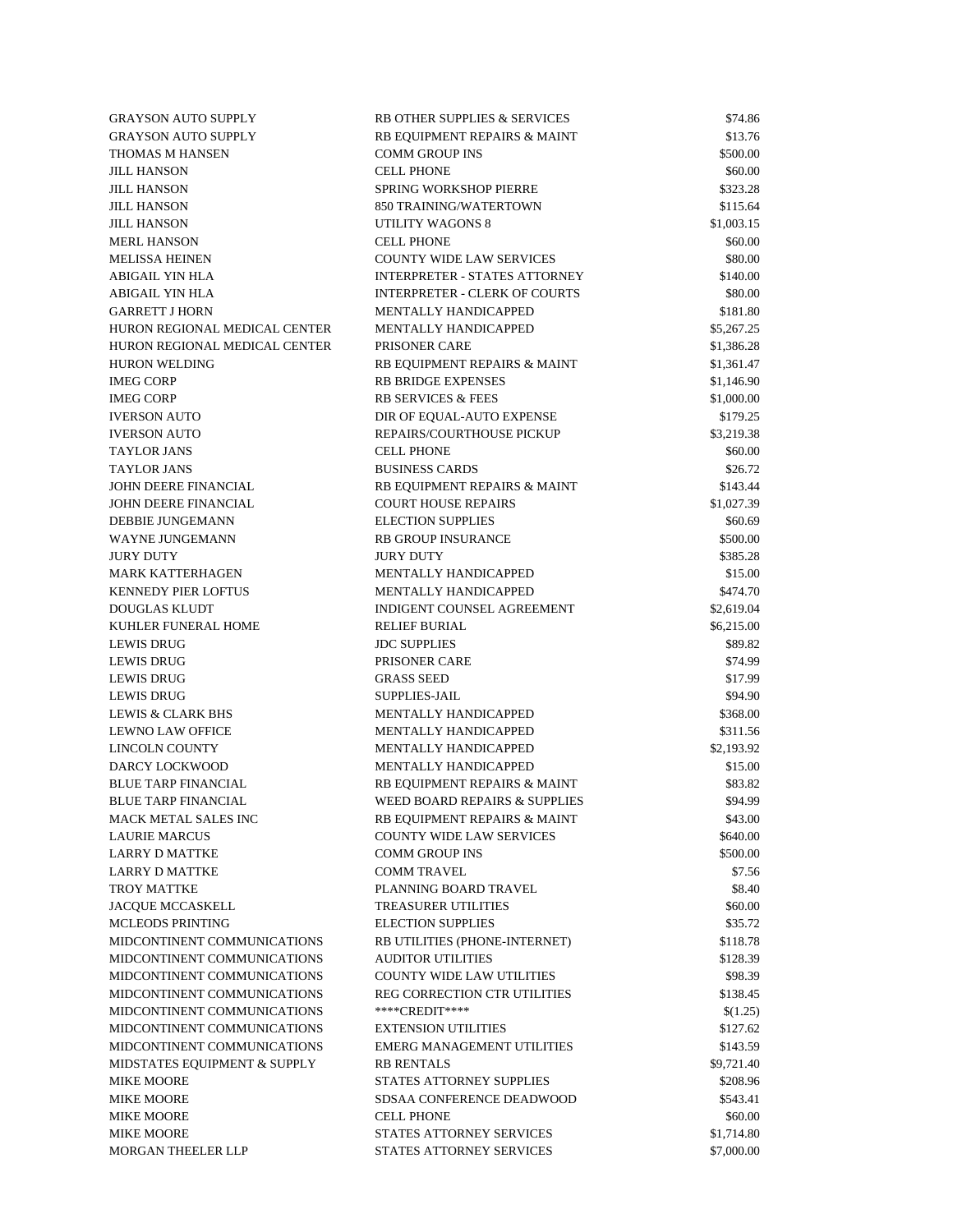| | | |
|---|---|---|
| GRAYSON AUTO SUPPLY | RB OTHER SUPPLIES & SERVICES | $74.86 |
| GRAYSON AUTO SUPPLY | RB EQUIPMENT REPAIRS & MAINT | $13.76 |
| THOMAS M HANSEN | COMM GROUP INS | $500.00 |
| JILL HANSON | CELL PHONE | $60.00 |
| JILL HANSON | SPRING WORKSHOP PIERRE | $323.28 |
| JILL HANSON | 850 TRAINING/WATERTOWN | $115.64 |
| JILL HANSON | UTILITY WAGONS 8 | $1,003.15 |
| MERL HANSON | CELL PHONE | $60.00 |
| MELISSA HEINEN | COUNTY WIDE LAW SERVICES | $80.00 |
| ABIGAIL YIN HLA | INTERPRETER - STATES ATTORNEY | $140.00 |
| ABIGAIL YIN HLA | INTERPRETER - CLERK OF COURTS | $80.00 |
| GARRETT J HORN | MENTALLY HANDICAPPED | $181.80 |
| HURON REGIONAL MEDICAL CENTER | MENTALLY HANDICAPPED | $5,267.25 |
| HURON REGIONAL MEDICAL CENTER | PRISONER CARE | $1,386.28 |
| HURON WELDING | RB EQUIPMENT REPAIRS & MAINT | $1,361.47 |
| IMEG CORP | RB BRIDGE EXPENSES | $1,146.90 |
| IMEG CORP | RB SERVICES & FEES | $1,000.00 |
| IVERSON AUTO | DIR OF EQUAL-AUTO EXPENSE | $179.25 |
| IVERSON AUTO | REPAIRS/COURTHOUSE PICKUP | $3,219.38 |
| TAYLOR JANS | CELL PHONE | $60.00 |
| TAYLOR JANS | BUSINESS CARDS | $26.72 |
| JOHN DEERE FINANCIAL | RB EQUIPMENT REPAIRS & MAINT | $143.44 |
| JOHN DEERE FINANCIAL | COURT HOUSE REPAIRS | $1,027.39 |
| DEBBIE JUNGEMANN | ELECTION SUPPLIES | $60.69 |
| WAYNE JUNGEMANN | RB GROUP INSURANCE | $500.00 |
| JURY DUTY | JURY DUTY | $385.28 |
| MARK KATTERHAGEN | MENTALLY HANDICAPPED | $15.00 |
| KENNEDY PIER LOFTUS | MENTALLY HANDICAPPED | $474.70 |
| DOUGLAS KLUDT | INDIGENT COUNSEL AGREEMENT | $2,619.04 |
| KUHLER FUNERAL HOME | RELIEF BURIAL | $6,215.00 |
| LEWIS DRUG | JDC SUPPLIES | $89.82 |
| LEWIS DRUG | PRISONER CARE | $74.99 |
| LEWIS DRUG | GRASS SEED | $17.99 |
| LEWIS DRUG | SUPPLIES-JAIL | $94.90 |
| LEWIS & CLARK BHS | MENTALLY HANDICAPPED | $368.00 |
| LEWNO LAW OFFICE | MENTALLY HANDICAPPED | $311.56 |
| LINCOLN COUNTY | MENTALLY HANDICAPPED | $2,193.92 |
| DARCY LOCKWOOD | MENTALLY HANDICAPPED | $15.00 |
| BLUE TARP FINANCIAL | RB EQUIPMENT REPAIRS & MAINT | $83.82 |
| BLUE TARP FINANCIAL | WEED BOARD REPAIRS & SUPPLIES | $94.99 |
| MACK METAL SALES INC | RB EQUIPMENT REPAIRS & MAINT | $43.00 |
| LAURIE MARCUS | COUNTY WIDE LAW SERVICES | $640.00 |
| LARRY D MATTKE | COMM GROUP INS | $500.00 |
| LARRY D MATTKE | COMM TRAVEL | $7.56 |
| TROY MATTKE | PLANNING BOARD TRAVEL | $8.40 |
| JACQUE MCCASKELL | TREASURER UTILITIES | $60.00 |
| MCLEODS PRINTING | ELECTION SUPPLIES | $35.72 |
| MIDCONTINENT COMMUNICATIONS | RB UTILITIES (PHONE-INTERNET) | $118.78 |
| MIDCONTINENT COMMUNICATIONS | AUDITOR UTILITIES | $128.39 |
| MIDCONTINENT COMMUNICATIONS | COUNTY WIDE LAW UTILITIES | $98.39 |
| MIDCONTINENT COMMUNICATIONS | REG CORRECTION CTR UTILITIES | $138.45 |
| MIDCONTINENT COMMUNICATIONS | ****CREDIT**** | $(1.25) |
| MIDCONTINENT COMMUNICATIONS | EXTENSION UTILITIES | $127.62 |
| MIDCONTINENT COMMUNICATIONS | EMERG MANAGEMENT UTILITIES | $143.59 |
| MIDSTATES EQUIPMENT & SUPPLY | RB RENTALS | $9,721.40 |
| MIKE MOORE | STATES ATTORNEY SUPPLIES | $208.96 |
| MIKE MOORE | SDSAA CONFERENCE DEADWOOD | $543.41 |
| MIKE MOORE | CELL PHONE | $60.00 |
| MIKE MOORE | STATES ATTORNEY SERVICES | $1,714.80 |
| MORGAN THEELER LLP | STATES ATTORNEY SERVICES | $7,000.00 |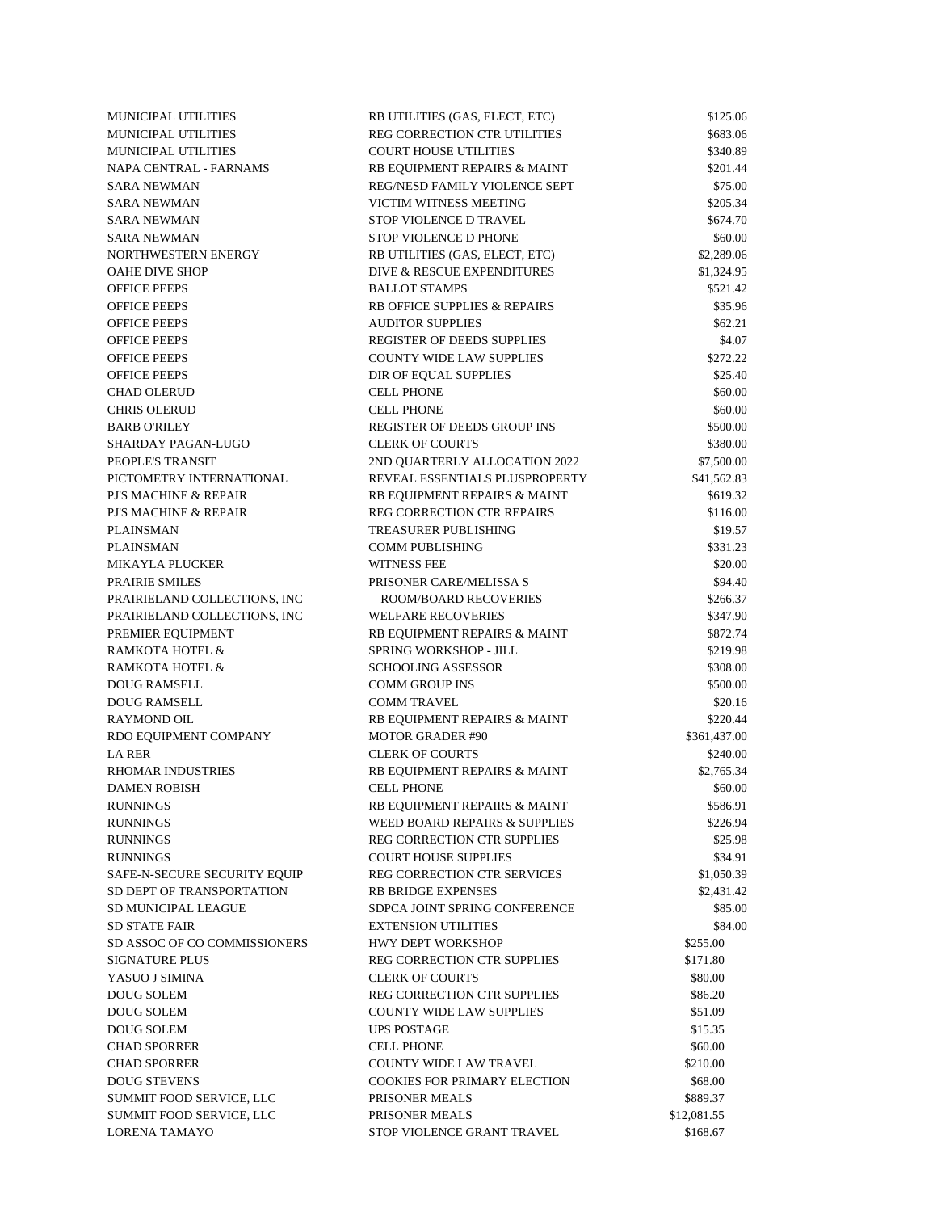| | | |
|---|---|---|
| MUNICIPAL UTILITIES | RB UTILITIES (GAS, ELECT, ETC) | $125.06 |
| MUNICIPAL UTILITIES | REG CORRECTION CTR UTILITIES | $683.06 |
| MUNICIPAL UTILITIES | COURT HOUSE UTILITIES | $340.89 |
| NAPA CENTRAL - FARNAMS | RB EQUIPMENT REPAIRS & MAINT | $201.44 |
| SARA NEWMAN | REG/NESD FAMILY VIOLENCE SEPT | $75.00 |
| SARA NEWMAN | VICTIM WITNESS MEETING | $205.34 |
| SARA NEWMAN | STOP VIOLENCE D TRAVEL | $674.70 |
| SARA NEWMAN | STOP VIOLENCE D PHONE | $60.00 |
| NORTHWESTERN ENERGY | RB UTILITIES (GAS, ELECT, ETC) | $2,289.06 |
| OAHE DIVE SHOP | DIVE & RESCUE EXPENDITURES | $1,324.95 |
| OFFICE PEEPS | BALLOT STAMPS | $521.42 |
| OFFICE PEEPS | RB OFFICE SUPPLIES & REPAIRS | $35.96 |
| OFFICE PEEPS | AUDITOR SUPPLIES | $62.21 |
| OFFICE PEEPS | REGISTER OF DEEDS SUPPLIES | $4.07 |
| OFFICE PEEPS | COUNTY WIDE LAW SUPPLIES | $272.22 |
| OFFICE PEEPS | DIR OF EQUAL SUPPLIES | $25.40 |
| CHAD OLERUD | CELL PHONE | $60.00 |
| CHRIS OLERUD | CELL PHONE | $60.00 |
| BARB O'RILEY | REGISTER OF DEEDS GROUP INS | $500.00 |
| SHARDAY PAGAN-LUGO | CLERK OF COURTS | $380.00 |
| PEOPLE'S TRANSIT | 2ND QUARTERLY ALLOCATION 2022 | $7,500.00 |
| PICTOMETRY INTERNATIONAL | REVEAL ESSENTIALS PLUSPROPERTY | $41,562.83 |
| PJ'S MACHINE & REPAIR | RB EQUIPMENT REPAIRS & MAINT | $619.32 |
| PJ'S MACHINE & REPAIR | REG CORRECTION CTR REPAIRS | $116.00 |
| PLAINSMAN | TREASURER PUBLISHING | $19.57 |
| PLAINSMAN | COMM PUBLISHING | $331.23 |
| MIKAYLA PLUCKER | WITNESS FEE | $20.00 |
| PRAIRIE SMILES | PRISONER CARE/MELISSA S | $94.40 |
| PRAIRIELAND COLLECTIONS, INC | ROOM/BOARD RECOVERIES | $266.37 |
| PRAIRIELAND COLLECTIONS, INC | WELFARE RECOVERIES | $347.90 |
| PREMIER EQUIPMENT | RB EQUIPMENT REPAIRS & MAINT | $872.74 |
| RAMKOTA HOTEL & | SPRING WORKSHOP - JILL | $219.98 |
| RAMKOTA HOTEL & | SCHOOLING ASSESSOR | $308.00 |
| DOUG RAMSELL | COMM GROUP INS | $500.00 |
| DOUG RAMSELL | COMM TRAVEL | $20.16 |
| RAYMOND OIL | RB EQUIPMENT REPAIRS & MAINT | $220.44 |
| RDO EQUIPMENT COMPANY | MOTOR GRADER #90 | $361,437.00 |
| LA RER | CLERK OF COURTS | $240.00 |
| RHOMAR INDUSTRIES | RB EQUIPMENT REPAIRS & MAINT | $2,765.34 |
| DAMEN ROBISH | CELL PHONE | $60.00 |
| RUNNINGS | RB EQUIPMENT REPAIRS & MAINT | $586.91 |
| RUNNINGS | WEED BOARD REPAIRS & SUPPLIES | $226.94 |
| RUNNINGS | REG CORRECTION CTR SUPPLIES | $25.98 |
| RUNNINGS | COURT HOUSE SUPPLIES | $34.91 |
| SAFE-N-SECURE SECURITY EQUIP | REG CORRECTION CTR SERVICES | $1,050.39 |
| SD DEPT OF TRANSPORTATION | RB BRIDGE EXPENSES | $2,431.42 |
| SD MUNICIPAL LEAGUE | SDPCA JOINT SPRING CONFERENCE | $85.00 |
| SD STATE FAIR | EXTENSION UTILITIES | $84.00 |
| SD ASSOC OF CO COMMISSIONERS | HWY DEPT WORKSHOP | $255.00 |
| SIGNATURE PLUS | REG CORRECTION CTR SUPPLIES | $171.80 |
| YASUO J SIMINA | CLERK OF COURTS | $80.00 |
| DOUG SOLEM | REG CORRECTION CTR SUPPLIES | $86.20 |
| DOUG SOLEM | COUNTY WIDE LAW SUPPLIES | $51.09 |
| DOUG SOLEM | UPS POSTAGE | $15.35 |
| CHAD SPORRER | CELL PHONE | $60.00 |
| CHAD SPORRER | COUNTY WIDE LAW TRAVEL | $210.00 |
| DOUG STEVENS | COOKIES FOR PRIMARY ELECTION | $68.00 |
| SUMMIT FOOD SERVICE, LLC | PRISONER MEALS | $889.37 |
| SUMMIT FOOD SERVICE, LLC | PRISONER MEALS | $12,081.55 |
| LORENA TAMAYO | STOP VIOLENCE GRANT TRAVEL | $168.67 |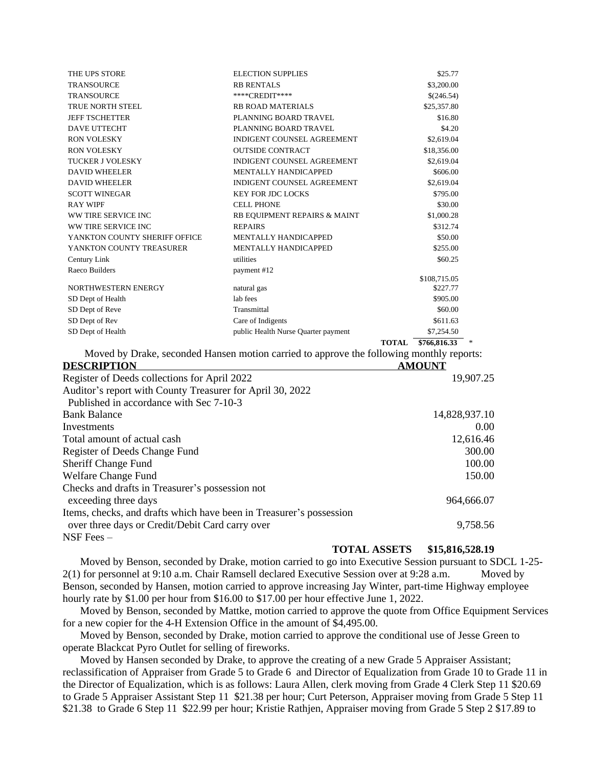| | | |
|---|---|---|
| THE UPS STORE | ELECTION SUPPLIES | $25.77 |
| TRANSOURCE | RB RENTALS | $3,200.00 |
| TRANSOURCE | ****CREDIT**** | $(246.54) |
| TRUE NORTH STEEL | RB ROAD MATERIALS | $25,357.80 |
| JEFF TSCHETTER | PLANNING BOARD TRAVEL | $16.80 |
| DAVE UTTECHT | PLANNING BOARD TRAVEL | $4.20 |
| RON VOLESKY | INDIGENT COUNSEL AGREEMENT | $2,619.04 |
| RON VOLESKY | OUTSIDE CONTRACT | $18,356.00 |
| TUCKER J VOLESKY | INDIGENT COUNSEL AGREEMENT | $2,619.04 |
| DAVID WHEELER | MENTALLY HANDICAPPED | $606.00 |
| DAVID WHEELER | INDIGENT COUNSEL AGREEMENT | $2,619.04 |
| SCOTT WINEGAR | KEY FOR JDC LOCKS | $795.00 |
| RAY WIPF | CELL PHONE | $30.00 |
| WW TIRE SERVICE INC | RB EQUIPMENT REPAIRS & MAINT | $1,000.28 |
| WW TIRE SERVICE INC | REPAIRS | $312.74 |
| YANKTON COUNTY SHERIFF OFFICE | MENTALLY HANDICAPPED | $50.00 |
| YANKTON COUNTY TREASURER | MENTALLY HANDICAPPED | $255.00 |
| Century Link | utilities | $60.25 |
| Raeco Builders | payment #12 | $108,715.05 |
| NORTHWESTERN ENERGY | natural gas | $227.77 |
| SD Dept of Health | lab fees | $905.00 |
| SD Dept of Reve | Transmittal | $60.00 |
| SD Dept of Rev | Care of Indigents | $611.63 |
| SD Dept of Health | public Health Nurse Quarter payment | $7,254.50 |
| | **TOTAL** | **$766,816.33** * |

Moved by Drake, seconded Hansen motion carried to approve the following monthly reports:

| **DESCRIPTION** | **AMOUNT** |
|---|---|
| Register of Deeds collections for April 2022 | 19,907.25 |
| Auditor's report with County Treasurer for April 30, 2022 Published in accordance with Sec 7-10-3 | |
| Bank Balance | 14,828,937.10 |
| Investments | 0.00 |
| Total amount of actual cash | 12,616.46 |
| Register of Deeds Change Fund | 300.00 |
| Sheriff Change Fund | 100.00 |
| Welfare Change Fund | 150.00 |
| Checks and drafts in Treasurer's possession not exceeding three days | 964,666.07 |
| Items, checks, and drafts which have been in Treasurer's possession over three days or Credit/Debit Card carry over | 9,758.56 |
| NSF Fees – | |
| **TOTAL ASSETS** | **$15,816,528.19** |

Moved by Benson, seconded by Drake, motion carried to go into Executive Session pursuant to SDCL 1-25-2(1) for personnel at 9:10 a.m. Chair Ramsell declared Executive Session over at 9:28 a.m. Moved by Benson, seconded by Hansen, motion carried to approve increasing Jay Winter, part-time Highway employee hourly rate by $1.00 per hour from $16.00 to $17.00 per hour effective June 1, 2022.

Moved by Benson, seconded by Mattke, motion carried to approve the quote from Office Equipment Services for a new copier for the 4-H Extension Office in the amount of $4,495.00.

Moved by Benson, seconded by Drake, motion carried to approve the conditional use of Jesse Green to operate Blackcat Pyro Outlet for selling of fireworks.

Moved by Hansen seconded by Drake, to approve the creating of a new Grade 5 Appraiser Assistant; reclassification of Appraiser from Grade 5 to Grade 6 and Director of Equalization from Grade 10 to Grade 11 in the Director of Equalization, which is as follows: Laura Allen, clerk moving from Grade 4 Clerk Step 11 $20.69 to Grade 5 Appraiser Assistant Step 11 $21.38 per hour; Curt Peterson, Appraiser moving from Grade 5 Step 11 $21.38 to Grade 6 Step 11 $22.99 per hour; Kristie Rathjen, Appraiser moving from Grade 5 Step 2 $17.89 to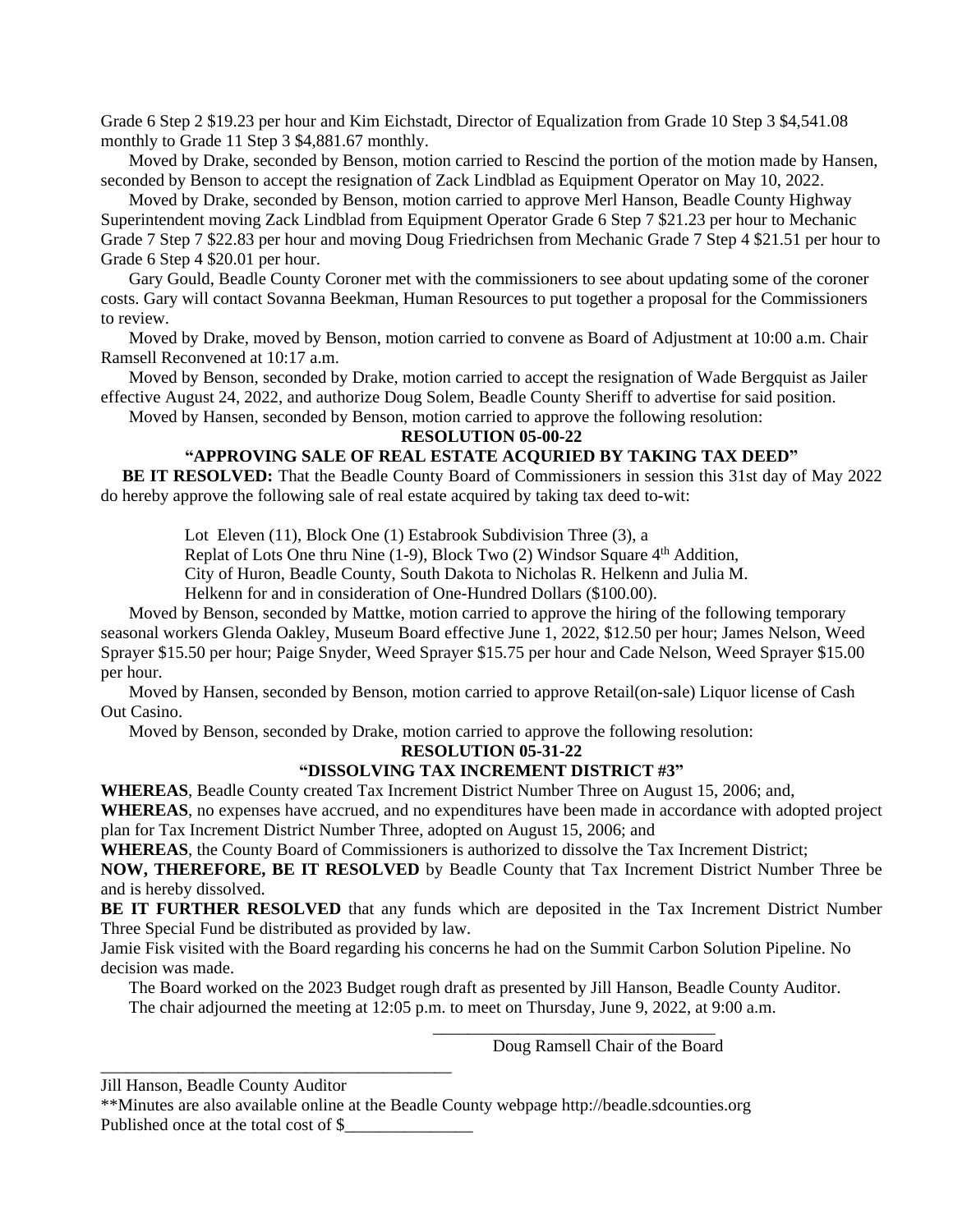Grade 6 Step 2 $19.23 per hour and Kim Eichstadt, Director of Equalization from Grade 10 Step 3 $4,541.08 monthly to Grade 11 Step 3 $4,881.67 monthly.

Moved by Drake, seconded by Benson, motion carried to Rescind the portion of the motion made by Hansen, seconded by Benson to accept the resignation of Zack Lindblad as Equipment Operator on May 10, 2022.

Moved by Drake, seconded by Benson, motion carried to approve Merl Hanson, Beadle County Highway Superintendent moving Zack Lindblad from Equipment Operator Grade 6 Step 7 $21.23 per hour to Mechanic Grade 7 Step 7 $22.83 per hour and moving Doug Friedrichsen from Mechanic Grade 7 Step 4 $21.51 per hour to Grade 6 Step 4 $20.01 per hour.

Gary Gould, Beadle County Coroner met with the commissioners to see about updating some of the coroner costs. Gary will contact Sovanna Beekman, Human Resources to put together a proposal for the Commissioners to review.

Moved by Drake, moved by Benson, motion carried to convene as Board of Adjustment at 10:00 a.m. Chair Ramsell Reconvened at 10:17 a.m.

Moved by Benson, seconded by Drake, motion carried to accept the resignation of Wade Bergquist as Jailer effective August 24, 2022, and authorize Doug Solem, Beadle County Sheriff to advertise for said position.

Moved by Hansen, seconded by Benson, motion carried to approve the following resolution:

**RESOLUTION 05-00-22**

**"APPROVING SALE OF REAL ESTATE ACQURIED BY TAKING TAX DEED"**

**BE IT RESOLVED:** That the Beadle County Board of Commissioners in session this 31st day of May 2022 do hereby approve the following sale of real estate acquired by taking tax deed to-wit:

> Lot Eleven (11), Block One (1) Estabrook Subdivision Three (3), a Replat of Lots One thru Nine (1-9), Block Two (2) Windsor Square 4th Addition, City of Huron, Beadle County, South Dakota to Nicholas R. Helkenn and Julia M. Helkenn for and in consideration of One-Hundred Dollars ($100.00).

Moved by Benson, seconded by Mattke, motion carried to approve the hiring of the following temporary seasonal workers Glenda Oakley, Museum Board effective June 1, 2022, $12.50 per hour; James Nelson, Weed Sprayer $15.50 per hour; Paige Snyder, Weed Sprayer $15.75 per hour and Cade Nelson, Weed Sprayer $15.00 per hour.

Moved by Hansen, seconded by Benson, motion carried to approve Retail(on-sale) Liquor license of Cash Out Casino.

Moved by Benson, seconded by Drake, motion carried to approve the following resolution:

**RESOLUTION 05-31-22**

**"DISSOLVING TAX INCREMENT DISTRICT #3"**

**WHEREAS**, Beadle County created Tax Increment District Number Three on August 15, 2006; and,

**WHEREAS**, no expenses have accrued, and no expenditures have been made in accordance with adopted project plan for Tax Increment District Number Three, adopted on August 15, 2006; and

**WHEREAS**, the County Board of Commissioners is authorized to dissolve the Tax Increment District;

**NOW, THEREFORE, BE IT RESOLVED** by Beadle County that Tax Increment District Number Three be and is hereby dissolved.

**BE IT FURTHER RESOLVED** that any funds which are deposited in the Tax Increment District Number Three Special Fund be distributed as provided by law.

Jamie Fisk visited with the Board regarding his concerns he had on the Summit Carbon Solution Pipeline. No decision was made.

The Board worked on the 2023 Budget rough draft as presented by Jill Hanson, Beadle County Auditor.

The chair adjourned the meeting at 12:05 p.m. to meet on Thursday, June 9, 2022, at 9:00 a.m.

\_\_\_\_\_\_\_\_\_\_\_\_\_\_\_\_\_\_\_\_\_\_\_\_\_\_\_\_\_\_\_\_\_\_\_\_

Doug Ramsell Chair of the Board

\_\_\_\_\_\_\_\_\_\_\_\_\_\_\_\_\_\_\_\_\_\_\_\_\_\_\_\_\_\_\_\_\_\_\_\_\_\_\_\_\_\_\_\_

Jill Hanson, Beadle County Auditor

**Minutes are also available online at the Beadle County webpage http://beadle.sdcounties.org

Published once at the total cost of $\_\_\_\_\_\_\_\_\_\_\_\_\_\_\_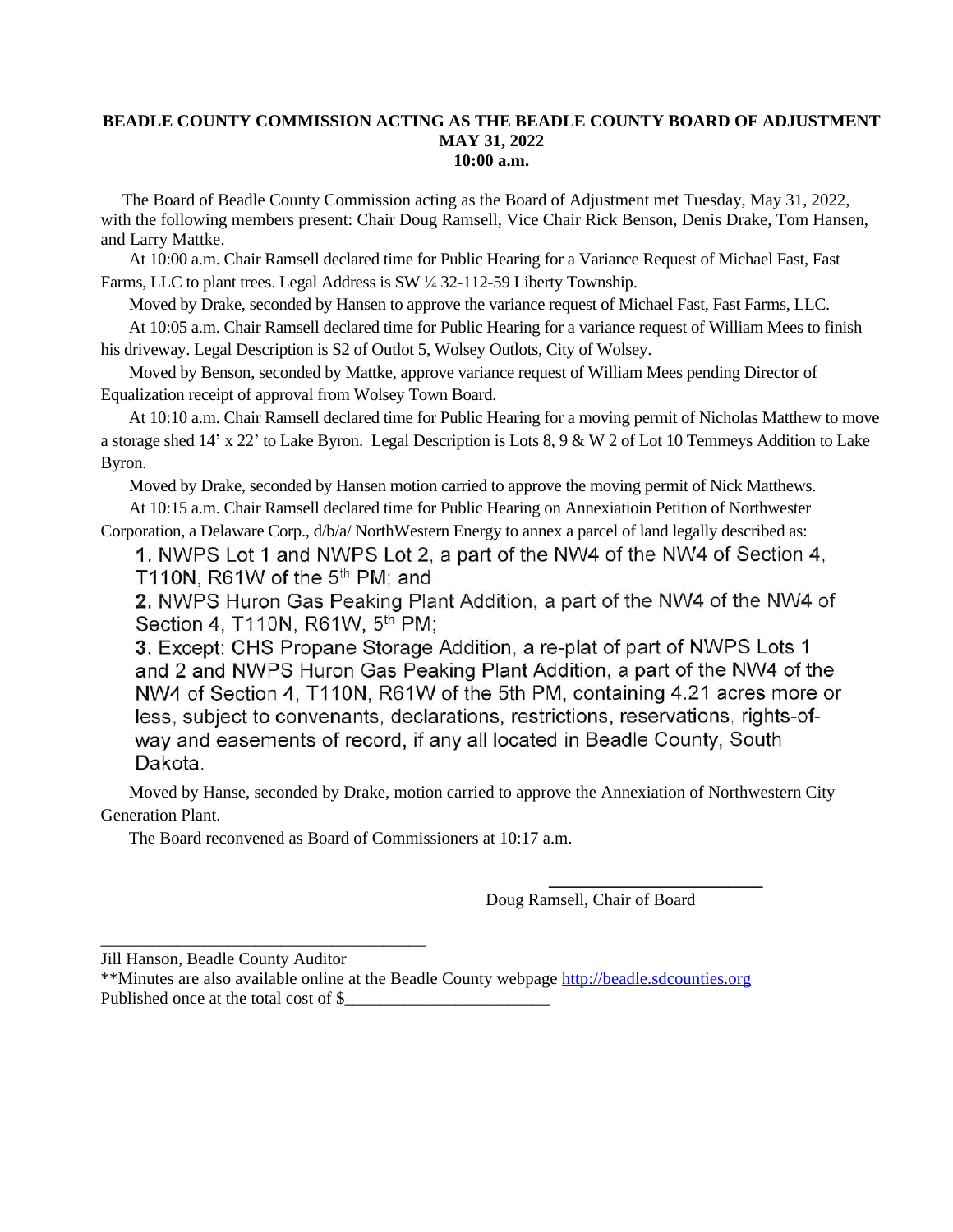**BEADLE COUNTY COMMISSION ACTING AS THE BEADLE COUNTY BOARD OF ADJUSTMENT**
**MAY 31, 2022**
**10:00 a.m.**

The Board of Beadle County Commission acting as the Board of Adjustment met Tuesday, May 31, 2022, with the following members present: Chair Doug Ramsell, Vice Chair Rick Benson, Denis Drake, Tom Hansen, and Larry Mattke.

At 10:00 a.m. Chair Ramsell declared time for Public Hearing for a Variance Request of Michael Fast, Fast Farms, LLC to plant trees. Legal Address is SW ¼ 32-112-59 Liberty Township.

Moved by Drake, seconded by Hansen to approve the variance request of Michael Fast, Fast Farms, LLC.

At 10:05 a.m. Chair Ramsell declared time for Public Hearing for a variance request of William Mees to finish his driveway. Legal Description is S2 of Outlot 5, Wolsey Outlots, City of Wolsey.

Moved by Benson, seconded by Mattke, approve variance request of William Mees pending Director of Equalization receipt of approval from Wolsey Town Board.

At 10:10 a.m. Chair Ramsell declared time for Public Hearing for a moving permit of Nicholas Matthew to move a storage shed 14' x 22' to Lake Byron. Legal Description is Lots 8, 9 & W 2 of Lot 10 Temmeys Addition to Lake Byron.

Moved by Drake, seconded by Hansen motion carried to approve the moving permit of Nick Matthews.

At 10:15 a.m. Chair Ramsell declared time for Public Hearing on Annexiatioin Petition of Northwester Corporation, a Delaware Corp., d/b/a/ NorthWestern Energy to annex a parcel of land legally described as:

1. NWPS Lot 1 and NWPS Lot 2, a part of the NW4 of the NW4 of Section 4, T110N, R61W of the 5th PM; and
2. NWPS Huron Gas Peaking Plant Addition, a part of the NW4 of the NW4 of Section 4, T110N, R61W, 5th PM;
3. Except: CHS Propane Storage Addition, a re-plat of part of NWPS Lots 1 and 2 and NWPS Huron Gas Peaking Plant Addition, a part of the NW4 of the NW4 of Section 4, T110N, R61W of the 5th PM, containing 4.21 acres more or less, subject to convenants, declarations, restrictions, reservations, rights-of-way and easements of record, if any all located in Beadle County, South Dakota.

Moved by Hanse, seconded by Drake, motion carried to approve the Annexiation of Northwestern City Generation Plant.

The Board reconvened as Board of Commissioners at 10:17 a.m.

\_\_\_\_\_\_\_\_\_\_\_\_\_\_\_\_\_\_\_\_\_\_\_\_\_\_
Doug Ramsell, Chair of Board

\_\_\_\_\_\_\_\_\_\_\_\_\_\_\_\_\_\_\_\_\_\_\_\_\_\_\_\_\_\_\_\_\_\_\_\_\_\_
Jill Hanson, Beadle County Auditor

**Minutes are also available online at the Beadle County webpage http://beadle.sdcounties.org
Published once at the total cost of $\_\_\_\_\_\_\_\_\_\_\_\_\_\_\_\_\_\_\_\_\_\_\_\_\_